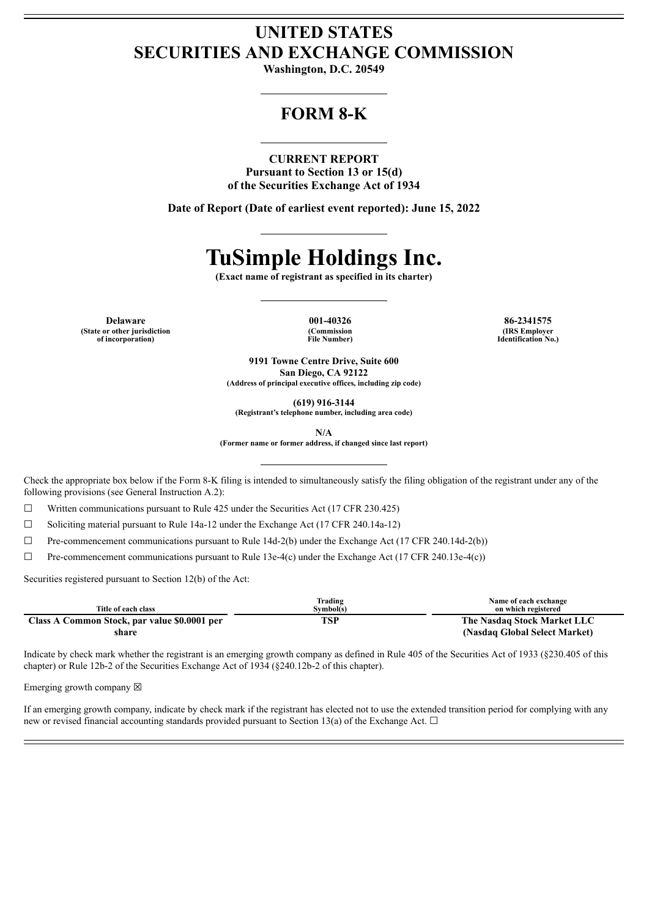# UNITED STATES
# SECURITIES AND EXCHANGE COMMISSION

**Washington, D.C. 20549**

## FORM 8-K

**CURRENT REPORT**
**Pursuant to Section 13 or 15(d)**
**of the Securities Exchange Act of 1934**

**Date of Report (Date of earliest event reported): June 15, 2022**

# TuSimple Holdings Inc.

**(Exact name of registrant as specified in its charter)**

| Delaware | 001-40326 | 86-2341575 |
|---|---|---|
| (State or other jurisdiction of incorporation) | (Commission File Number) | (IRS Employer Identification No.) |

**9191 Towne Centre Drive, Suite 600**
**San Diego, CA 92122**
**(Address of principal executive offices, including zip code)**

**(619) 916-3144**
**(Registrant's telephone number, including area code)**

**N/A**
**(Former name or former address, if changed since last report)**

Check the appropriate box below if the Form 8-K filing is intended to simultaneously satisfy the filing obligation of the registrant under any of the following provisions (see General Instruction A.2):

☐ Written communications pursuant to Rule 425 under the Securities Act (17 CFR 230.425)

☐ Soliciting material pursuant to Rule 14a-12 under the Exchange Act (17 CFR 240.14a-12)

☐ Pre-commencement communications pursuant to Rule 14d-2(b) under the Exchange Act (17 CFR 240.14d-2(b))

☐ Pre-commencement communications pursuant to Rule 13e-4(c) under the Exchange Act (17 CFR 240.13e-4(c))

Securities registered pursuant to Section 12(b) of the Act:

| Title of each class | Trading Symbol(s) | Name of each exchange on which registered |
|---|---|---|
| **Class A Common Stock, par value $0.0001 per share** | **TSP** | **The Nasdaq Stock Market LLC (Nasdaq Global Select Market)** |

Indicate by check mark whether the registrant is an emerging growth company as defined in Rule 405 of the Securities Act of 1933 (§230.405 of this chapter) or Rule 12b-2 of the Securities Exchange Act of 1934 (§240.12b-2 of this chapter).

Emerging growth company ☒

If an emerging growth company, indicate by check mark if the registrant has elected not to use the extended transition period for complying with any new or revised financial accounting standards provided pursuant to Section 13(a) of the Exchange Act. ☐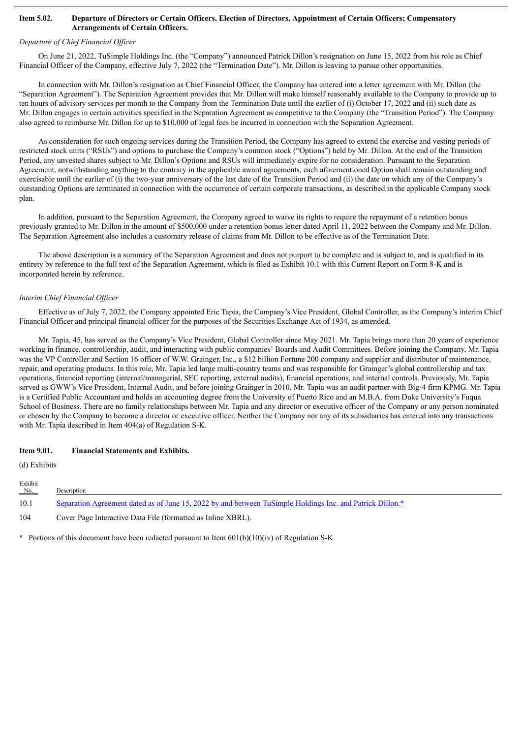**Item 5.02. Departure of Directors or Certain Officers, Election of Directors, Appointment of Certain Officers; Compensatory Arrangements of Certain Officers.**

*Departure of Chief Financial Officer*

On June 21, 2022, TuSimple Holdings Inc. (the "Company") announced Patrick Dillon's resignation on June 15, 2022 from his role as Chief Financial Officer of the Company, effective July 7, 2022 (the "Termination Date"). Mr. Dillon is leaving to pursue other opportunities.

In connection with Mr. Dillon's resignation as Chief Financial Officer, the Company has entered into a letter agreement with Mr. Dillon (the "Separation Agreement"). The Separation Agreement provides that Mr. Dillon will make himself reasonably available to the Company to provide up to ten hours of advisory services per month to the Company from the Termination Date until the earlier of (i) October 17, 2022 and (ii) such date as Mr. Dillon engages in certain activities specified in the Separation Agreement as competitive to the Company (the "Transition Period"). The Company also agreed to reimburse Mr. Dillon for up to $10,000 of legal fees he incurred in connection with the Separation Agreement.

As consideration for such ongoing services during the Transition Period, the Company has agreed to extend the exercise and vesting periods of restricted stock units ("RSUs") and options to purchase the Company's common stock ("Options") held by Mr. Dillon. At the end of the Transition Period, any unvested shares subject to Mr. Dillon's Options and RSUs will immediately expire for no consideration. Pursuant to the Separation Agreement, notwithstanding anything to the contrary in the applicable award agreements, each aforementioned Option shall remain outstanding and exercisable until the earlier of (i) the two-year anniversary of the last date of the Transition Period and (ii) the date on which any of the Company's outstanding Options are terminated in connection with the occurrence of certain corporate transactions, as described in the applicable Company stock plan.

In addition, pursuant to the Separation Agreement, the Company agreed to waive its rights to require the repayment of a retention bonus previously granted to Mr. Dillon in the amount of $500,000 under a retention bonus letter dated April 11, 2022 between the Company and Mr. Dillon. The Separation Agreement also includes a customary release of claims from Mr. Dillon to be effective as of the Termination Date.

The above description is a summary of the Separation Agreement and does not purport to be complete and is subject to, and is qualified in its entirety by reference to the full text of the Separation Agreement, which is filed as Exhibit 10.1 with this Current Report on Form 8-K and is incorporated herein by reference.

*Interim Chief Financial Officer*

Effective as of July 7, 2022, the Company appointed Eric Tapia, the Company's Vice President, Global Controller, as the Company's interim Chief Financial Officer and principal financial officer for the purposes of the Securities Exchange Act of 1934, as amended.

Mr. Tapia, 45, has served as the Company's Vice President, Global Controller since May 2021. Mr. Tapia brings more than 20 years of experience working in finance, controllership, audit, and interacting with public companies' Boards and Audit Committees. Before joining the Company, Mr. Tapia was the VP Controller and Section 16 officer of W.W. Grainger, Inc., a $12 billion Fortune 200 company and supplier and distributor of maintenance, repair, and operating products. In this role, Mr. Tapia led large multi-country teams and was responsible for Grainger's global controllership and tax operations, financial reporting (internal/managerial, SEC reporting, external audits), financial operations, and internal controls. Previously, Mr. Tapia served as GWW's Vice President, Internal Audit, and before joining Grainger in 2010, Mr. Tapia was an audit partner with Big-4 firm KPMG. Mr. Tapia is a Certified Public Accountant and holds an accounting degree from the University of Puerto Rico and an M.B.A. from Duke University's Fuqua School of Business. There are no family relationships between Mr. Tapia and any director or executive officer of the Company or any person nominated or chosen by the Company to become a director or executive officer. Neither the Company nor any of its subsidiaries has entered into any transactions with Mr. Tapia described in Item 404(a) of Regulation S-K.

**Item 9.01. Financial Statements and Exhibits.**

(d) Exhibits

| Exhibit No. | Description |
|---|---|
| 10.1 | Separation Agreement dated as of June 15, 2022 by and between TuSimple Holdings Inc. and Patrick Dillon.* |
| 104 | Cover Page Interactive Data File (formatted as Inline XBRL). |

\* Portions of this document have been redacted pursuant to Item 601(b)(10)(iv) of Regulation S-K.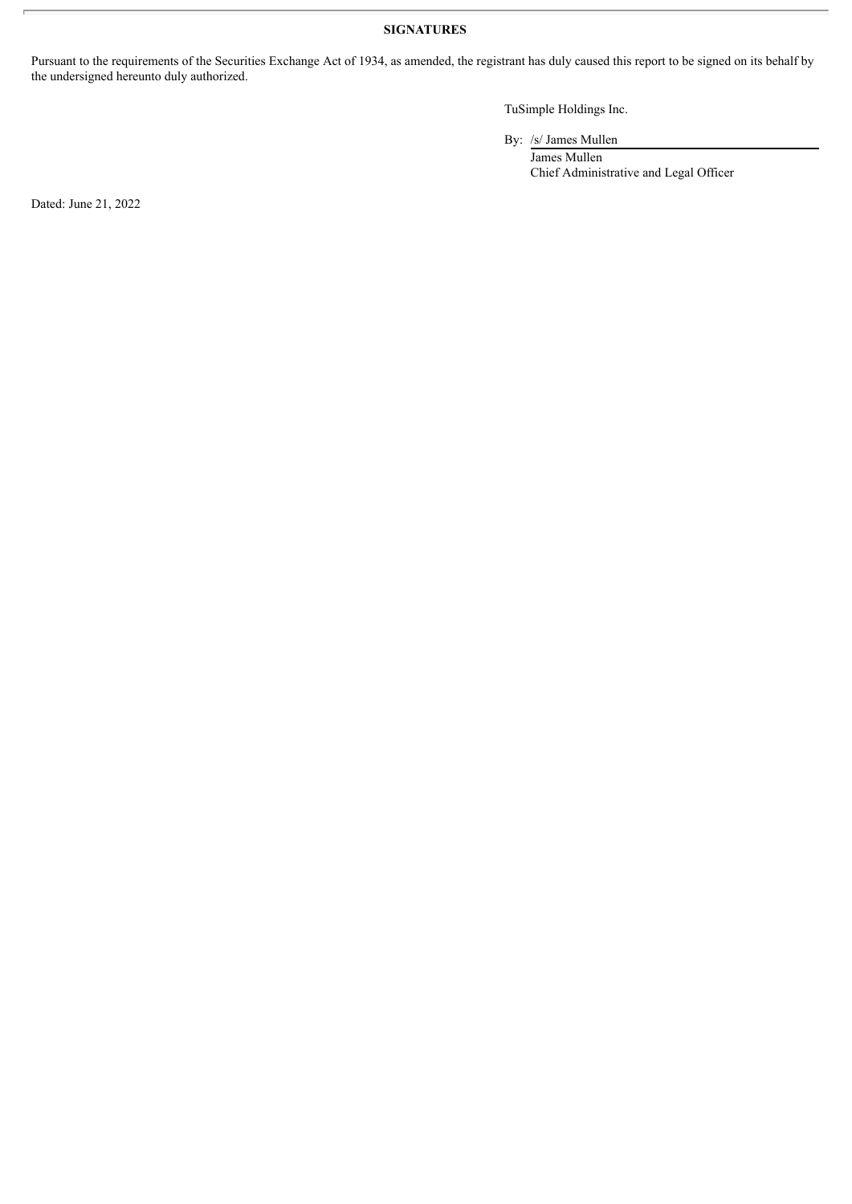## SIGNATURES

Pursuant to the requirements of the Securities Exchange Act of 1934, as amended, the registrant has duly caused this report to be signed on its behalf by the undersigned hereunto duly authorized.

TuSimple Holdings Inc.

By: /s/ James Mullen

James Mullen

Chief Administrative and Legal Officer

Dated: June 21, 2022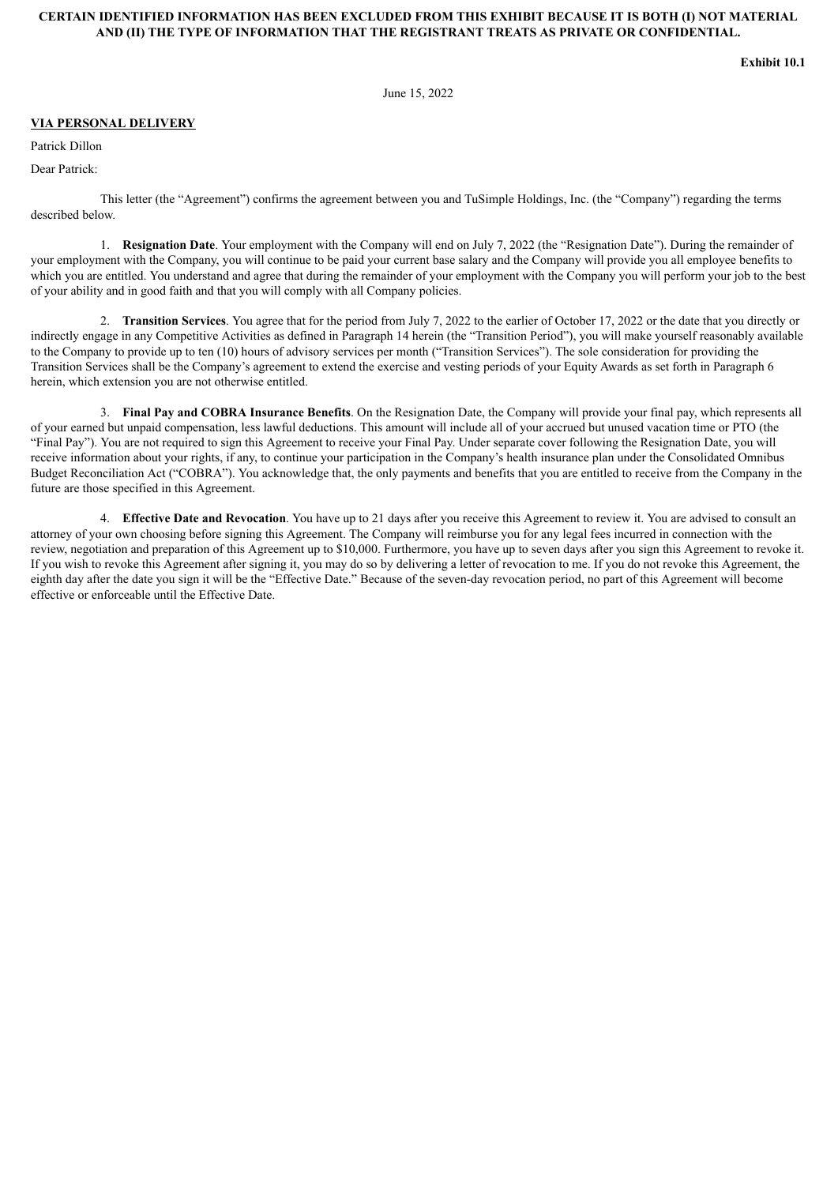**CERTAIN IDENTIFIED INFORMATION HAS BEEN EXCLUDED FROM THIS EXHIBIT BECAUSE IT IS BOTH (I) NOT MATERIAL AND (II) THE TYPE OF INFORMATION THAT THE REGISTRANT TREATS AS PRIVATE OR CONFIDENTIAL.**

**Exhibit 10.1**

June 15, 2022

**VIA PERSONAL DELIVERY**

Patrick Dillon

Dear Patrick:

This letter (the "Agreement") confirms the agreement between you and TuSimple Holdings, Inc. (the "Company") regarding the terms described below.

1. **Resignation Date**. Your employment with the Company will end on July 7, 2022 (the "Resignation Date"). During the remainder of your employment with the Company, you will continue to be paid your current base salary and the Company will provide you all employee benefits to which you are entitled. You understand and agree that during the remainder of your employment with the Company you will perform your job to the best of your ability and in good faith and that you will comply with all Company policies.

2. **Transition Services**. You agree that for the period from July 7, 2022 to the earlier of October 17, 2022 or the date that you directly or indirectly engage in any Competitive Activities as defined in Paragraph 14 herein (the "Transition Period"), you will make yourself reasonably available to the Company to provide up to ten (10) hours of advisory services per month ("Transition Services"). The sole consideration for providing the Transition Services shall be the Company's agreement to extend the exercise and vesting periods of your Equity Awards as set forth in Paragraph 6 herein, which extension you are not otherwise entitled.

3. **Final Pay and COBRA Insurance Benefits**. On the Resignation Date, the Company will provide your final pay, which represents all of your earned but unpaid compensation, less lawful deductions. This amount will include all of your accrued but unused vacation time or PTO (the "Final Pay"). You are not required to sign this Agreement to receive your Final Pay. Under separate cover following the Resignation Date, you will receive information about your rights, if any, to continue your participation in the Company's health insurance plan under the Consolidated Omnibus Budget Reconciliation Act ("COBRA"). You acknowledge that, the only payments and benefits that you are entitled to receive from the Company in the future are those specified in this Agreement.

4. **Effective Date and Revocation**. You have up to 21 days after you receive this Agreement to review it. You are advised to consult an attorney of your own choosing before signing this Agreement. The Company will reimburse you for any legal fees incurred in connection with the review, negotiation and preparation of this Agreement up to $10,000. Furthermore, you have up to seven days after you sign this Agreement to revoke it. If you wish to revoke this Agreement after signing it, you may do so by delivering a letter of revocation to me. If you do not revoke this Agreement, the eighth day after the date you sign it will be the "Effective Date." Because of the seven-day revocation period, no part of this Agreement will become effective or enforceable until the Effective Date.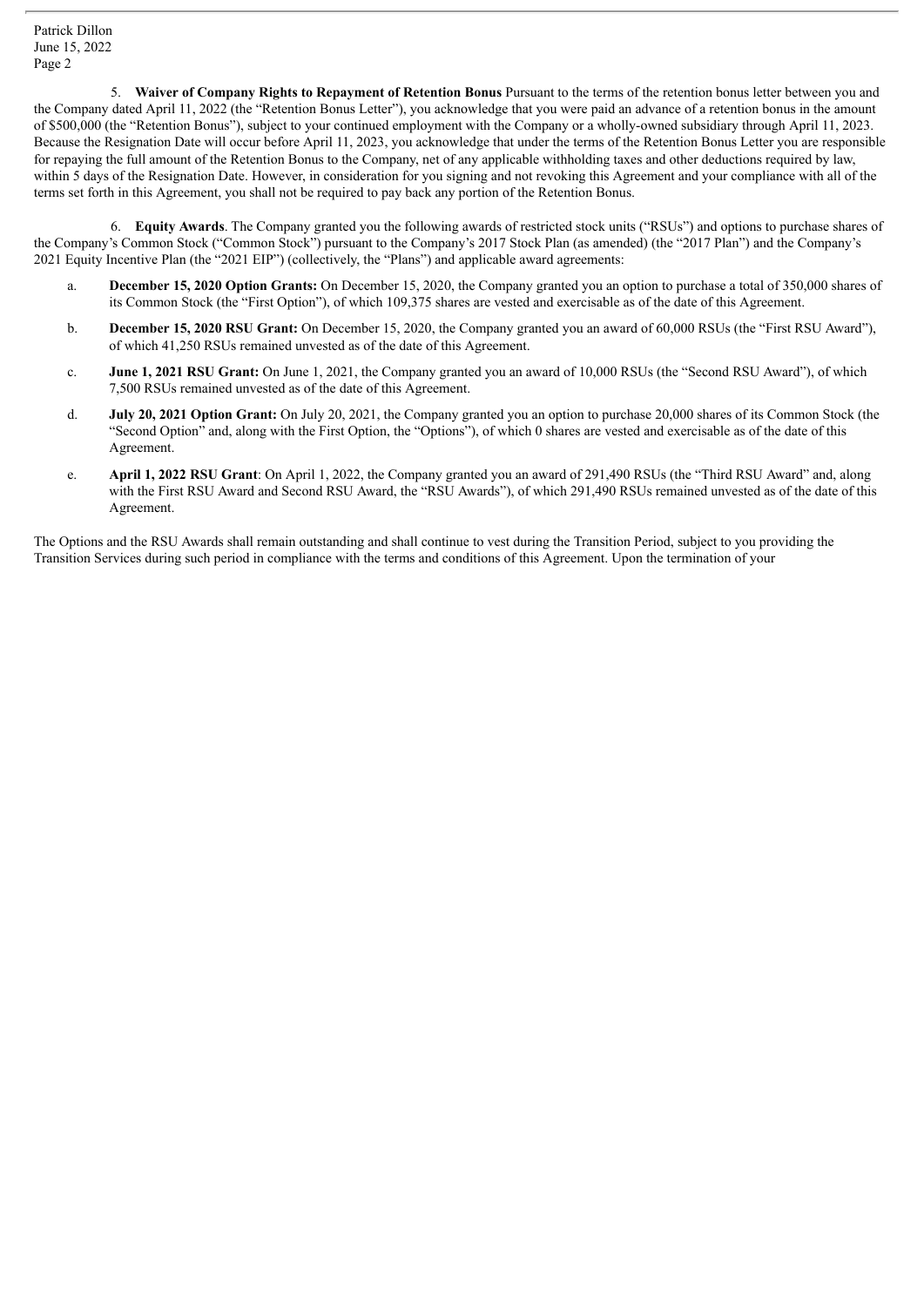5. **Waiver of Company Rights to Repayment of Retention Bonus** Pursuant to the terms of the retention bonus letter between you and the Company dated April 11, 2022 (the "Retention Bonus Letter"), you acknowledge that you were paid an advance of a retention bonus in the amount of $500,000 (the "Retention Bonus"), subject to your continued employment with the Company or a wholly-owned subsidiary through April 11, 2023. Because the Resignation Date will occur before April 11, 2023, you acknowledge that under the terms of the Retention Bonus Letter you are responsible for repaying the full amount of the Retention Bonus to the Company, net of any applicable withholding taxes and other deductions required by law, within 5 days of the Resignation Date. However, in consideration for you signing and not revoking this Agreement and your compliance with all of the terms set forth in this Agreement, you shall not be required to pay back any portion of the Retention Bonus.

6. **Equity Awards**. The Company granted you the following awards of restricted stock units ("RSUs") and options to purchase shares of the Company's Common Stock ("Common Stock") pursuant to the Company's 2017 Stock Plan (as amended) (the "2017 Plan") and the Company's 2021 Equity Incentive Plan (the "2021 EIP") (collectively, the "Plans") and applicable award agreements:

a. **December 15, 2020 Option Grants:** On December 15, 2020, the Company granted you an option to purchase a total of 350,000 shares of its Common Stock (the "First Option"), of which 109,375 shares are vested and exercisable as of the date of this Agreement.

b. **December 15, 2020 RSU Grant:** On December 15, 2020, the Company granted you an award of 60,000 RSUs (the "First RSU Award"), of which 41,250 RSUs remained unvested as of the date of this Agreement.

c. **June 1, 2021 RSU Grant:** On June 1, 2021, the Company granted you an award of 10,000 RSUs (the "Second RSU Award"), of which 7,500 RSUs remained unvested as of the date of this Agreement.

d. **July 20, 2021 Option Grant:** On July 20, 2021, the Company granted you an option to purchase 20,000 shares of its Common Stock (the "Second Option" and, along with the First Option, the "Options"), of which 0 shares are vested and exercisable as of the date of this Agreement.

e. **April 1, 2022 RSU Grant**: On April 1, 2022, the Company granted you an award of 291,490 RSUs (the "Third RSU Award" and, along with the First RSU Award and Second RSU Award, the "RSU Awards"), of which 291,490 RSUs remained unvested as of the date of this Agreement.

The Options and the RSU Awards shall remain outstanding and shall continue to vest during the Transition Period, subject to you providing the Transition Services during such period in compliance with the terms and conditions of this Agreement. Upon the termination of your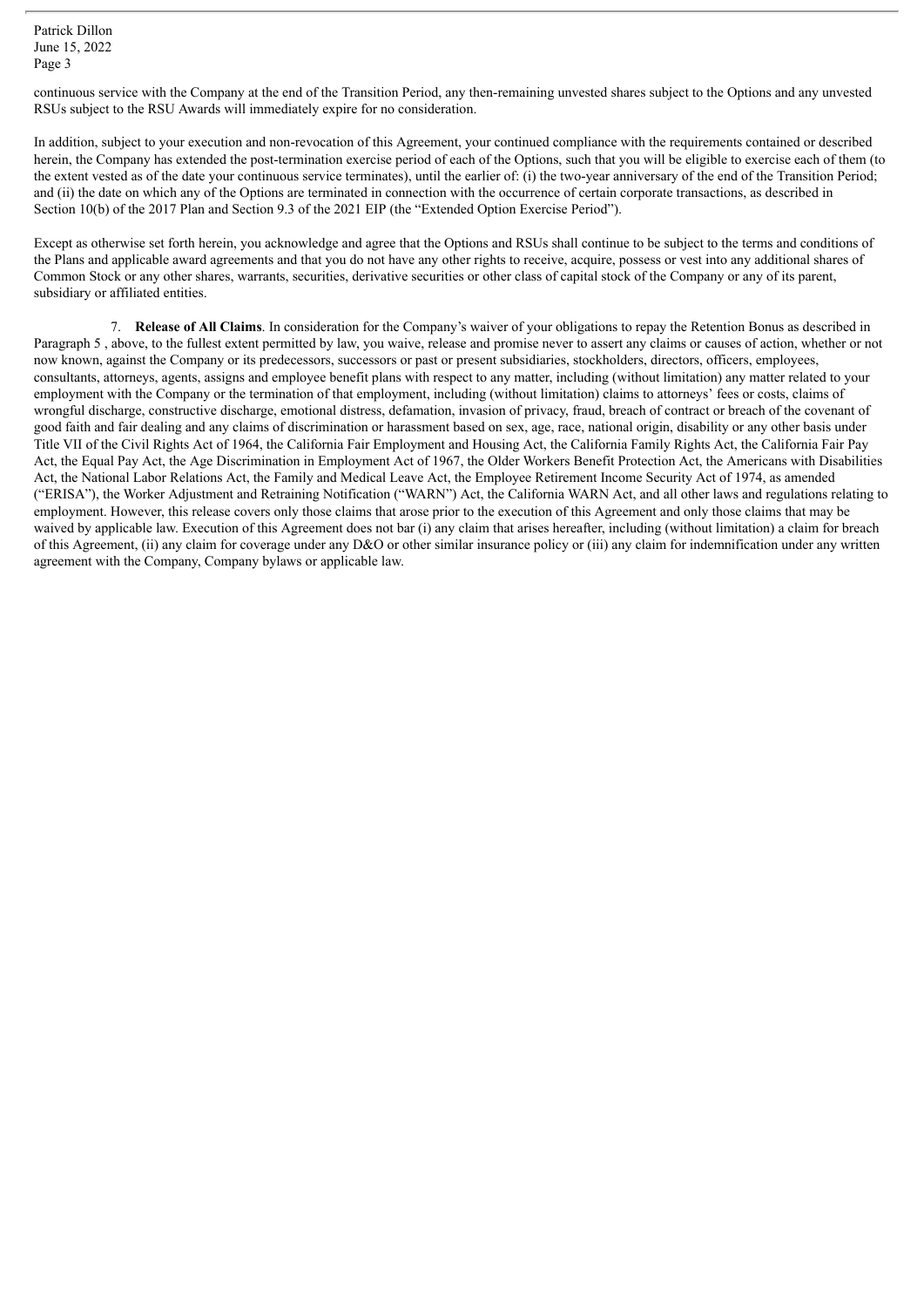continuous service with the Company at the end of the Transition Period, any then-remaining unvested shares subject to the Options and any unvested RSUs subject to the RSU Awards will immediately expire for no consideration.

In addition, subject to your execution and non-revocation of this Agreement, your continued compliance with the requirements contained or described herein, the Company has extended the post-termination exercise period of each of the Options, such that you will be eligible to exercise each of them (to the extent vested as of the date your continuous service terminates), until the earlier of: (i) the two-year anniversary of the end of the Transition Period; and (ii) the date on which any of the Options are terminated in connection with the occurrence of certain corporate transactions, as described in Section 10(b) of the 2017 Plan and Section 9.3 of the 2021 EIP (the "Extended Option Exercise Period").

Except as otherwise set forth herein, you acknowledge and agree that the Options and RSUs shall continue to be subject to the terms and conditions of the Plans and applicable award agreements and that you do not have any other rights to receive, acquire, possess or vest into any additional shares of Common Stock or any other shares, warrants, securities, derivative securities or other class of capital stock of the Company or any of its parent, subsidiary or affiliated entities.

7. **Release of All Claims**. In consideration for the Company's waiver of your obligations to repay the Retention Bonus as described in Paragraph 5 , above, to the fullest extent permitted by law, you waive, release and promise never to assert any claims or causes of action, whether or not now known, against the Company or its predecessors, successors or past or present subsidiaries, stockholders, directors, officers, employees, consultants, attorneys, agents, assigns and employee benefit plans with respect to any matter, including (without limitation) any matter related to your employment with the Company or the termination of that employment, including (without limitation) claims to attorneys' fees or costs, claims of wrongful discharge, constructive discharge, emotional distress, defamation, invasion of privacy, fraud, breach of contract or breach of the covenant of good faith and fair dealing and any claims of discrimination or harassment based on sex, age, race, national origin, disability or any other basis under Title VII of the Civil Rights Act of 1964, the California Fair Employment and Housing Act, the California Family Rights Act, the California Fair Pay Act, the Equal Pay Act, the Age Discrimination in Employment Act of 1967, the Older Workers Benefit Protection Act, the Americans with Disabilities Act, the National Labor Relations Act, the Family and Medical Leave Act, the Employee Retirement Income Security Act of 1974, as amended ("ERISA"), the Worker Adjustment and Retraining Notification ("WARN") Act, the California WARN Act, and all other laws and regulations relating to employment. However, this release covers only those claims that arose prior to the execution of this Agreement and only those claims that may be waived by applicable law. Execution of this Agreement does not bar (i) any claim that arises hereafter, including (without limitation) a claim for breach of this Agreement, (ii) any claim for coverage under any D&O or other similar insurance policy or (iii) any claim for indemnification under any written agreement with the Company, Company bylaws or applicable law.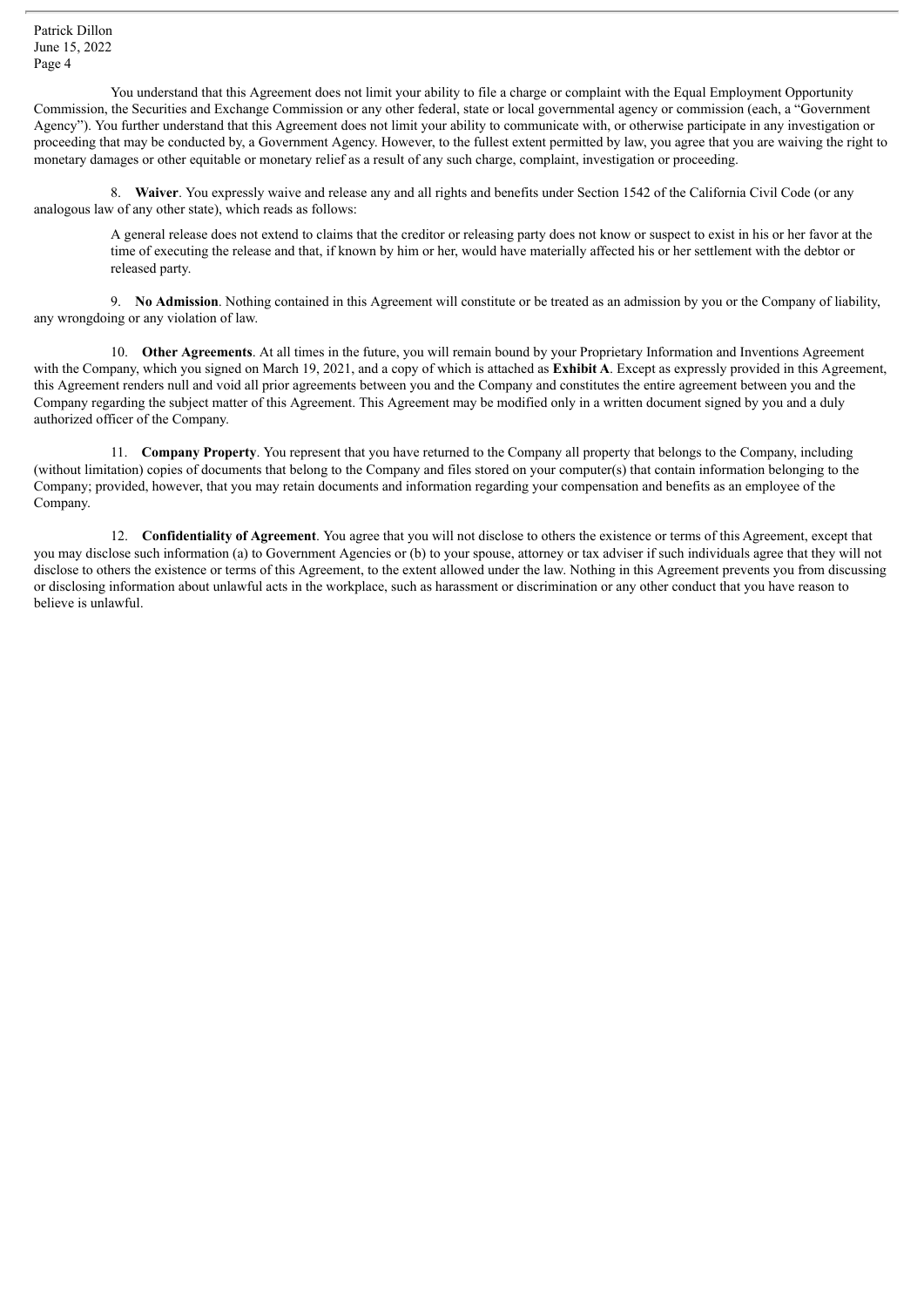You understand that this Agreement does not limit your ability to file a charge or complaint with the Equal Employment Opportunity Commission, the Securities and Exchange Commission or any other federal, state or local governmental agency or commission (each, a "Government Agency"). You further understand that this Agreement does not limit your ability to communicate with, or otherwise participate in any investigation or proceeding that may be conducted by, a Government Agency. However, to the fullest extent permitted by law, you agree that you are waiving the right to monetary damages or other equitable or monetary relief as a result of any such charge, complaint, investigation or proceeding.

8. **Waiver**. You expressly waive and release any and all rights and benefits under Section 1542 of the California Civil Code (or any analogous law of any other state), which reads as follows:

> A general release does not extend to claims that the creditor or releasing party does not know or suspect to exist in his or her favor at the time of executing the release and that, if known by him or her, would have materially affected his or her settlement with the debtor or released party.

9. **No Admission**. Nothing contained in this Agreement will constitute or be treated as an admission by you or the Company of liability, any wrongdoing or any violation of law.

10. **Other Agreements**. At all times in the future, you will remain bound by your Proprietary Information and Inventions Agreement with the Company, which you signed on March 19, 2021, and a copy of which is attached as **Exhibit A**. Except as expressly provided in this Agreement, this Agreement renders null and void all prior agreements between you and the Company and constitutes the entire agreement between you and the Company regarding the subject matter of this Agreement. This Agreement may be modified only in a written document signed by you and a duly authorized officer of the Company.

11. **Company Property**. You represent that you have returned to the Company all property that belongs to the Company, including (without limitation) copies of documents that belong to the Company and files stored on your computer(s) that contain information belonging to the Company; provided, however, that you may retain documents and information regarding your compensation and benefits as an employee of the Company.

12. **Confidentiality of Agreement**. You agree that you will not disclose to others the existence or terms of this Agreement, except that you may disclose such information (a) to Government Agencies or (b) to your spouse, attorney or tax adviser if such individuals agree that they will not disclose to others the existence or terms of this Agreement, to the extent allowed under the law. Nothing in this Agreement prevents you from discussing or disclosing information about unlawful acts in the workplace, such as harassment or discrimination or any other conduct that you have reason to believe is unlawful.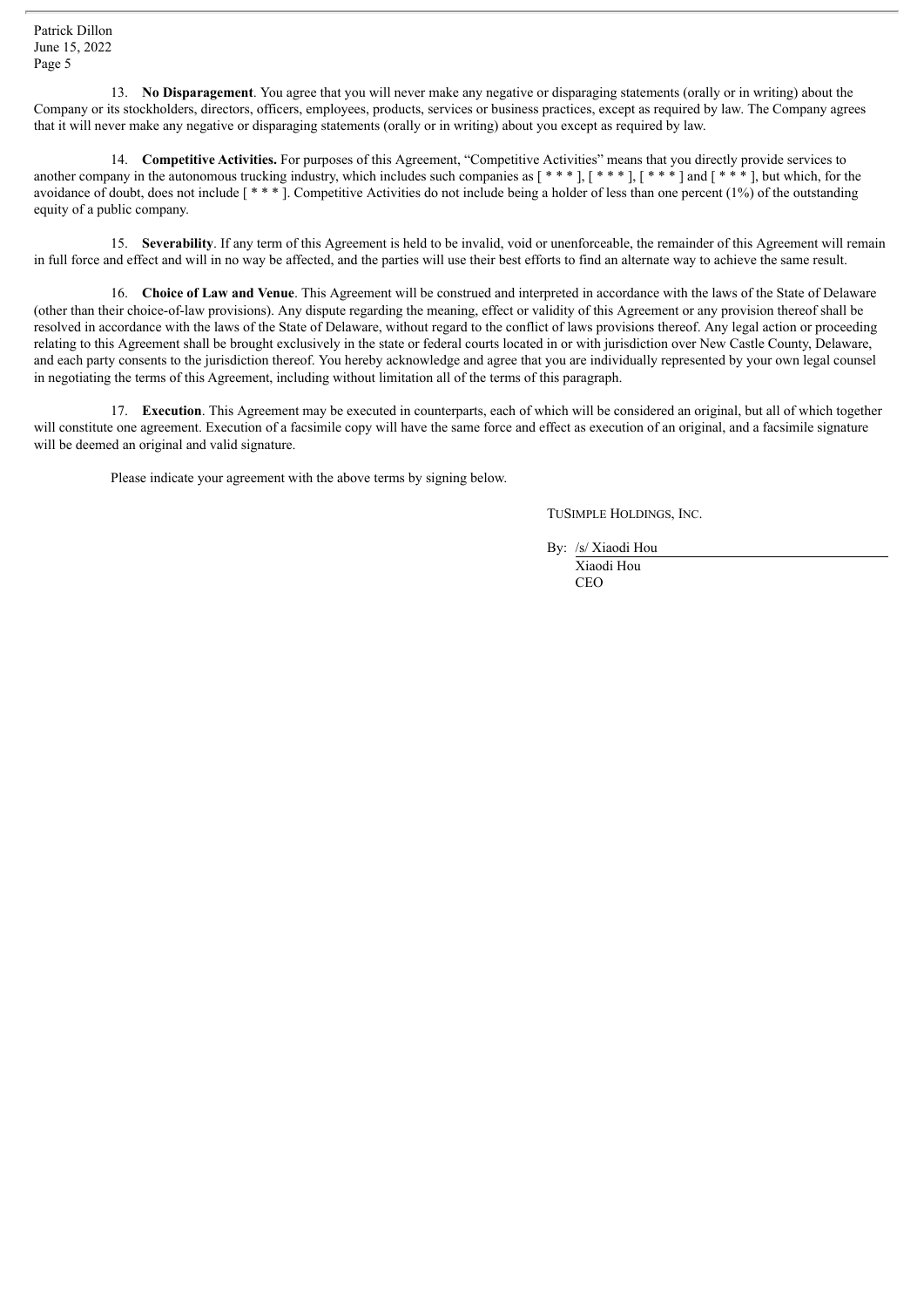13. **No Disparagement**. You agree that you will never make any negative or disparaging statements (orally or in writing) about the Company or its stockholders, directors, officers, employees, products, services or business practices, except as required by law. The Company agrees that it will never make any negative or disparaging statements (orally or in writing) about you except as required by law.

14. **Competitive Activities.** For purposes of this Agreement, "Competitive Activities" means that you directly provide services to another company in the autonomous trucking industry, which includes such companies as [ * * * ], [ * * * ], [ * * * ] and [ * * * ], but which, for the avoidance of doubt, does not include [ * * * ]. Competitive Activities do not include being a holder of less than one percent (1%) of the outstanding equity of a public company.

15. **Severability**. If any term of this Agreement is held to be invalid, void or unenforceable, the remainder of this Agreement will remain in full force and effect and will in no way be affected, and the parties will use their best efforts to find an alternate way to achieve the same result.

16. **Choice of Law and Venue**. This Agreement will be construed and interpreted in accordance with the laws of the State of Delaware (other than their choice-of-law provisions). Any dispute regarding the meaning, effect or validity of this Agreement or any provision thereof shall be resolved in accordance with the laws of the State of Delaware, without regard to the conflict of laws provisions thereof. Any legal action or proceeding relating to this Agreement shall be brought exclusively in the state or federal courts located in or with jurisdiction over New Castle County, Delaware, and each party consents to the jurisdiction thereof. You hereby acknowledge and agree that you are individually represented by your own legal counsel in negotiating the terms of this Agreement, including without limitation all of the terms of this paragraph.

17. **Execution**. This Agreement may be executed in counterparts, each of which will be considered an original, but all of which together will constitute one agreement. Execution of a facsimile copy will have the same force and effect as execution of an original, and a facsimile signature will be deemed an original and valid signature.

Please indicate your agreement with the above terms by signing below.

TUSIMPLE HOLDINGS, INC.

By: /s/ Xiaodi Hou
Xiaodi Hou
CEO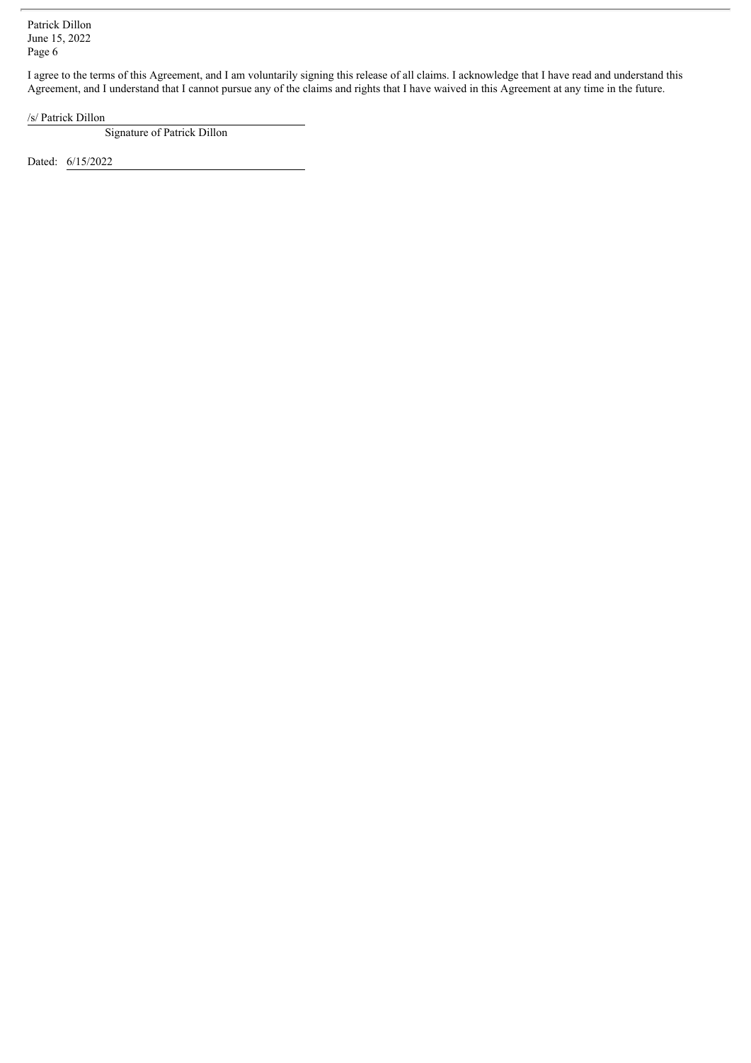I agree to the terms of this Agreement, and I am voluntarily signing this release of all claims. I acknowledge that I have read and understand this Agreement, and I understand that I cannot pursue any of the claims and rights that I have waived in this Agreement at any time in the future.

/s/ Patrick Dillon

Signature of Patrick Dillon

Dated: 6/15/2022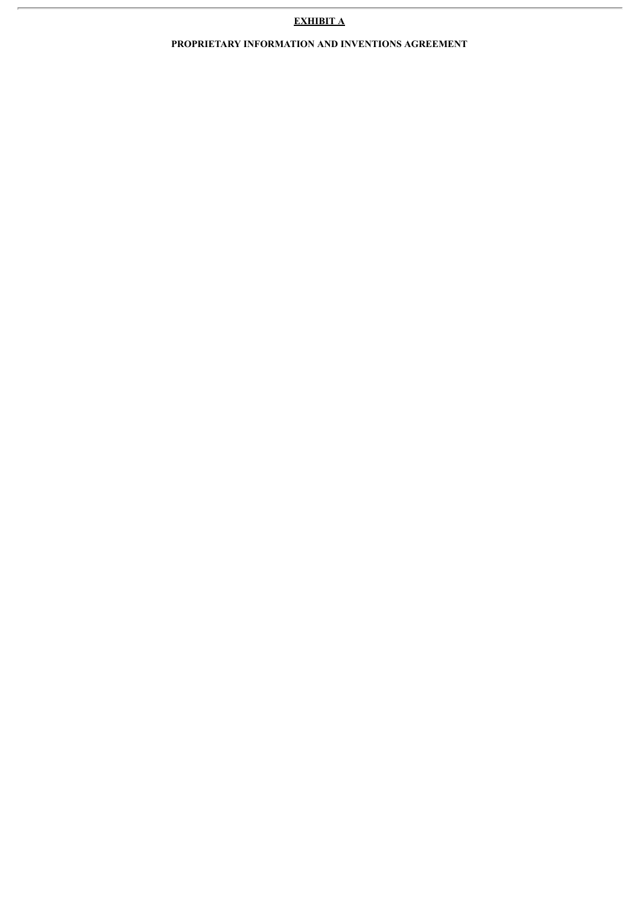**EXHIBIT A**

**PROPRIETARY INFORMATION AND INVENTIONS AGREEMENT**